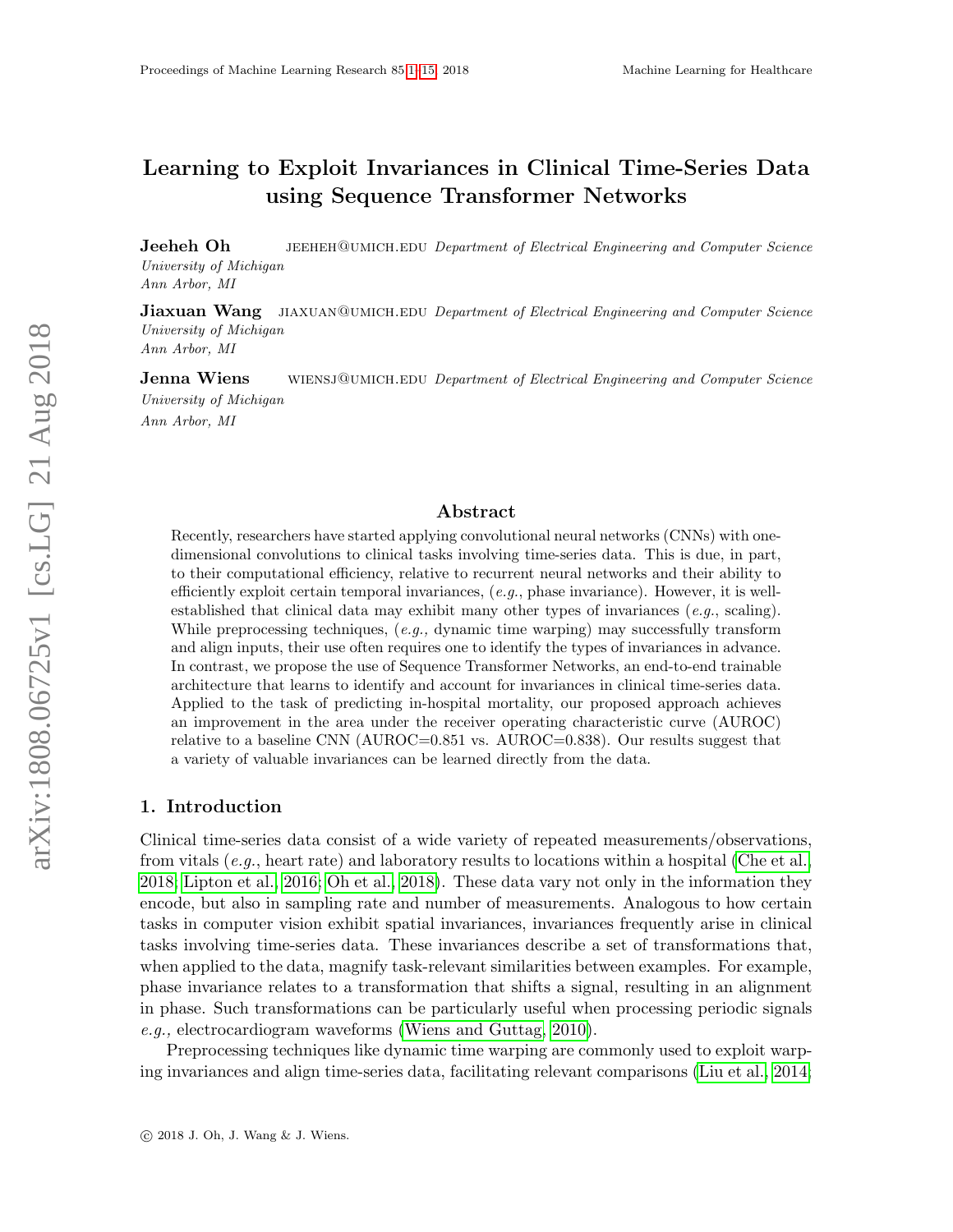# Learning to Exploit Invariances in Clinical Time-Series Data using Sequence Transformer Networks

**Jeeheh Oh** JEEHEH@UMICH.EDU *Department of Electrical Engineering and Computer Science*
*University of Michigan*
*Ann Arbor, MI*

**Jiaxuan Wang** JIAXUAN@UMICH.EDU *Department of Electrical Engineering and Computer Science*
*University of Michigan*
*Ann Arbor, MI*

**Jenna Wiens** WIENSJ@UMICH.EDU *Department of Electrical Engineering and Computer Science*
*University of Michigan*
*Ann Arbor, MI*

## Abstract

Recently, researchers have started applying convolutional neural networks (CNNs) with one-dimensional convolutions to clinical tasks involving time-series data. This is due, in part, to their computational efficiency, relative to recurrent neural networks and their ability to efficiently exploit certain temporal invariances, (*e.g.*, phase invariance). However, it is well-established that clinical data may exhibit many other types of invariances (*e.g.*, scaling). While preprocessing techniques, (*e.g.,* dynamic time warping) may successfully transform and align inputs, their use often requires one to identify the types of invariances in advance. In contrast, we propose the use of Sequence Transformer Networks, an end-to-end trainable architecture that learns to identify and account for invariances in clinical time-series data. Applied to the task of predicting in-hospital mortality, our proposed approach achieves an improvement in the area under the receiver operating characteristic curve (AUROC) relative to a baseline CNN (AUROC=0.851 vs. AUROC=0.838). Our results suggest that a variety of valuable invariances can be learned directly from the data.

## 1. Introduction

Clinical time-series data consist of a wide variety of repeated measurements/observations, from vitals (*e.g.*, heart rate) and laboratory results to locations within a hospital (Che et al., 2018; Lipton et al., 2016; Oh et al., 2018). These data vary not only in the information they encode, but also in sampling rate and number of measurements. Analogous to how certain tasks in computer vision exhibit spatial invariances, invariances frequently arise in clinical tasks involving time-series data. These invariances describe a set of transformations that, when applied to the data, magnify task-relevant similarities between examples. For example, phase invariance relates to a transformation that shifts a signal, resulting in an alignment in phase. Such transformations can be particularly useful when processing periodic signals *e.g.,* electrocardiogram waveforms (Wiens and Guttag, 2010).

Preprocessing techniques like dynamic time warping are commonly used to exploit warping invariances and align time-series data, facilitating relevant comparisons (Liu et al., 2014;

© 2018 J. Oh, J. Wang & J. Wiens.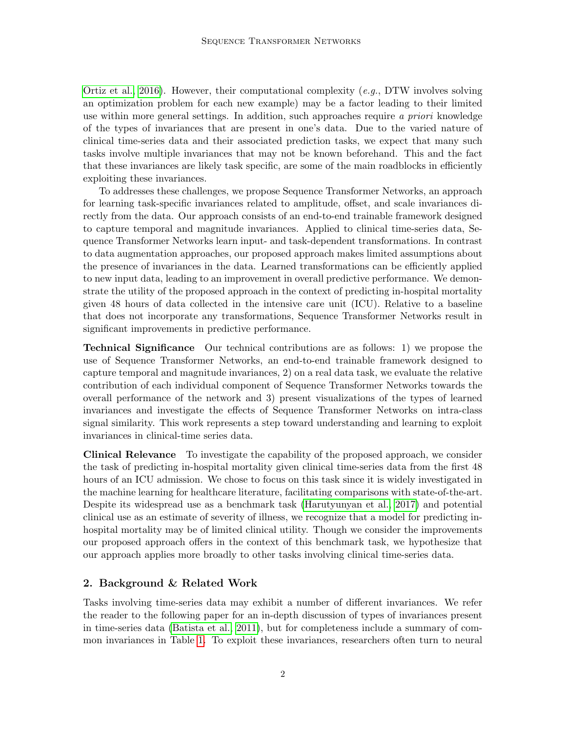Ortiz et al., 2016). However, their computational complexity (*e.g.*, DTW involves solving an optimization problem for each new example) may be a factor leading to their limited use within more general settings. In addition, such approaches require *a priori* knowledge of the types of invariances that are present in one's data. Due to the varied nature of clinical time-series data and their associated prediction tasks, we expect that many such tasks involve multiple invariances that may not be known beforehand. This and the fact that these invariances are likely task specific, are some of the main roadblocks in efficiently exploiting these invariances.

To addresses these challenges, we propose Sequence Transformer Networks, an approach for learning task-specific invariances related to amplitude, offset, and scale invariances directly from the data. Our approach consists of an end-to-end trainable framework designed to capture temporal and magnitude invariances. Applied to clinical time-series data, Sequence Transformer Networks learn input- and task-dependent transformations. In contrast to data augmentation approaches, our proposed approach makes limited assumptions about the presence of invariances in the data. Learned transformations can be efficiently applied to new input data, leading to an improvement in overall predictive performance. We demonstrate the utility of the proposed approach in the context of predicting in-hospital mortality given 48 hours of data collected in the intensive care unit (ICU). Relative to a baseline that does not incorporate any transformations, Sequence Transformer Networks result in significant improvements in predictive performance.

**Technical Significance** Our technical contributions are as follows: 1) we propose the use of Sequence Transformer Networks, an end-to-end trainable framework designed to capture temporal and magnitude invariances, 2) on a real data task, we evaluate the relative contribution of each individual component of Sequence Transformer Networks towards the overall performance of the network and 3) present visualizations of the types of learned invariances and investigate the effects of Sequence Transformer Networks on intra-class signal similarity. This work represents a step toward understanding and learning to exploit invariances in clinical-time series data.

**Clinical Relevance** To investigate the capability of the proposed approach, we consider the task of predicting in-hospital mortality given clinical time-series data from the first 48 hours of an ICU admission. We chose to focus on this task since it is widely investigated in the machine learning for healthcare literature, facilitating comparisons with state-of-the-art. Despite its widespread use as a benchmark task (Harutyunyan et al., 2017) and potential clinical use as an estimate of severity of illness, we recognize that a model for predicting in-hospital mortality may be of limited clinical utility. Though we consider the improvements our proposed approach offers in the context of this benchmark task, we hypothesize that our approach applies more broadly to other tasks involving clinical time-series data.

## 2. Background & Related Work

Tasks involving time-series data may exhibit a number of different invariances. We refer the reader to the following paper for an in-depth discussion of types of invariances present in time-series data (Batista et al., 2011), but for completeness include a summary of common invariances in Table 1. To exploit these invariances, researchers often turn to neural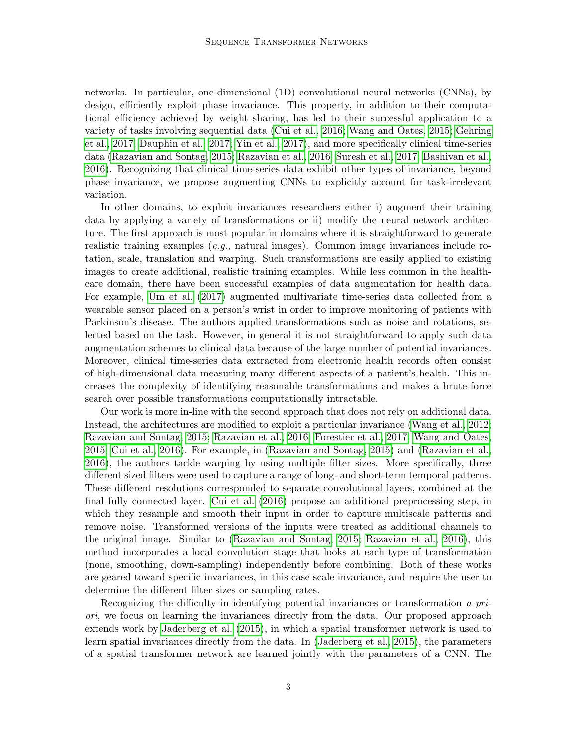networks. In particular, one-dimensional (1D) convolutional neural networks (CNNs), by design, efficiently exploit phase invariance. This property, in addition to their computational efficiency achieved by weight sharing, has led to their successful application to a variety of tasks involving sequential data (Cui et al., 2016; Wang and Oates, 2015; Gehring et al., 2017; Dauphin et al., 2017; Yin et al., 2017), and more specifically clinical time-series data (Razavian and Sontag, 2015; Razavian et al., 2016; Suresh et al., 2017; Bashivan et al., 2016). Recognizing that clinical time-series data exhibit other types of invariance, beyond phase invariance, we propose augmenting CNNs to explicitly account for task-irrelevant variation.

In other domains, to exploit invariances researchers either i) augment their training data by applying a variety of transformations or ii) modify the neural network architecture. The first approach is most popular in domains where it is straightforward to generate realistic training examples (*e.g.*, natural images). Common image invariances include rotation, scale, translation and warping. Such transformations are easily applied to existing images to create additional, realistic training examples. While less common in the healthcare domain, there have been successful examples of data augmentation for health data. For example, Um et al. (2017) augmented multivariate time-series data collected from a wearable sensor placed on a person's wrist in order to improve monitoring of patients with Parkinson's disease. The authors applied transformations such as noise and rotations, selected based on the task. However, in general it is not straightforward to apply such data augmentation schemes to clinical data because of the large number of potential invariances. Moreover, clinical time-series data extracted from electronic health records often consist of high-dimensional data measuring many different aspects of a patient's health. This increases the complexity of identifying reasonable transformations and makes a brute-force search over possible transformations computationally intractable.

Our work is more in-line with the second approach that does not rely on additional data. Instead, the architectures are modified to exploit a particular invariance (Wang et al., 2012; Razavian and Sontag, 2015; Razavian et al., 2016; Forestier et al., 2017; Wang and Oates, 2015; Cui et al., 2016). For example, in (Razavian and Sontag, 2015) and (Razavian et al., 2016), the authors tackle warping by using multiple filter sizes. More specifically, three different sized filters were used to capture a range of long- and short-term temporal patterns. These different resolutions corresponded to separate convolutional layers, combined at the final fully connected layer. Cui et al. (2016) propose an additional preprocessing step, in which they resample and smooth their input in order to capture multiscale patterns and remove noise. Transformed versions of the inputs were treated as additional channels to the original image. Similar to (Razavian and Sontag, 2015; Razavian et al., 2016), this method incorporates a local convolution stage that looks at each type of transformation (none, smoothing, down-sampling) independently before combining. Both of these works are geared toward specific invariances, in this case scale invariance, and require the user to determine the different filter sizes or sampling rates.

Recognizing the difficulty in identifying potential invariances or transformation *a priori*, we focus on learning the invariances directly from the data. Our proposed approach extends work by Jaderberg et al. (2015), in which a spatial transformer network is used to learn spatial invariances directly from the data. In (Jaderberg et al., 2015), the parameters of a spatial transformer network are learned jointly with the parameters of a CNN. The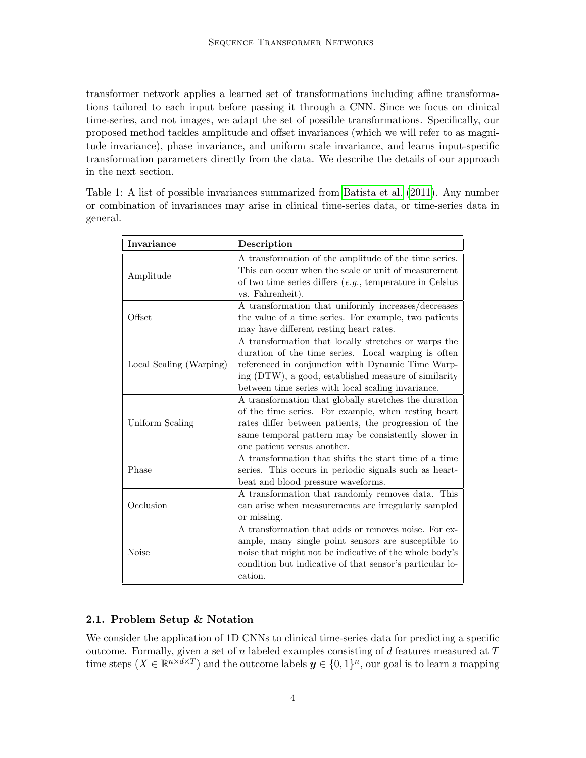transformer network applies a learned set of transformations including affine transformations tailored to each input before passing it through a CNN. Since we focus on clinical time-series, and not images, we adapt the set of possible transformations. Specifically, our proposed method tackles amplitude and offset invariances (which we will refer to as magnitude invariance), phase invariance, and uniform scale invariance, and learns input-specific transformation parameters directly from the data. We describe the details of our approach in the next section.

Table 1: A list of possible invariances summarized from Batista et al. (2011). Any number or combination of invariances may arise in clinical time-series data, or time-series data in general.

| **Invariance** | **Description** |
|---|---|
| Amplitude | A transformation of the amplitude of the time series. This can occur when the scale or unit of measurement of two time series differs (*e.g.*, temperature in Celsius vs. Fahrenheit). |
| Offset | A transformation that uniformly increases/decreases the value of a time series. For example, two patients may have different resting heart rates. |
| Local Scaling (Warping) | A transformation that locally stretches or warps the duration of the time series. Local warping is often referenced in conjunction with Dynamic Time Warping (DTW), a good, established measure of similarity between time series with local scaling invariance. |
| Uniform Scaling | A transformation that globally stretches the duration of the time series. For example, when resting heart rates differ between patients, the progression of the same temporal pattern may be consistently slower in one patient versus another. |
| Phase | A transformation that shifts the start time of a time series. This occurs in periodic signals such as heartbeat and blood pressure waveforms. |
| Occlusion | A transformation that randomly removes data. This can arise when measurements are irregularly sampled or missing. |
| Noise | A transformation that adds or removes noise. For example, many single point sensors are susceptible to noise that might not be indicative of the whole body's condition but indicative of that sensor's particular location. |

### 2.1. Problem Setup & Notation

We consider the application of 1D CNNs to clinical time-series data for predicting a specific outcome. Formally, given a set of $n$ labeled examples consisting of $d$ features measured at $T$ time steps ($X \in \mathbb{R}^{n \times d \times T}$) and the outcome labels $\boldsymbol{y} \in \{0, 1\}^n$, our goal is to learn a mapping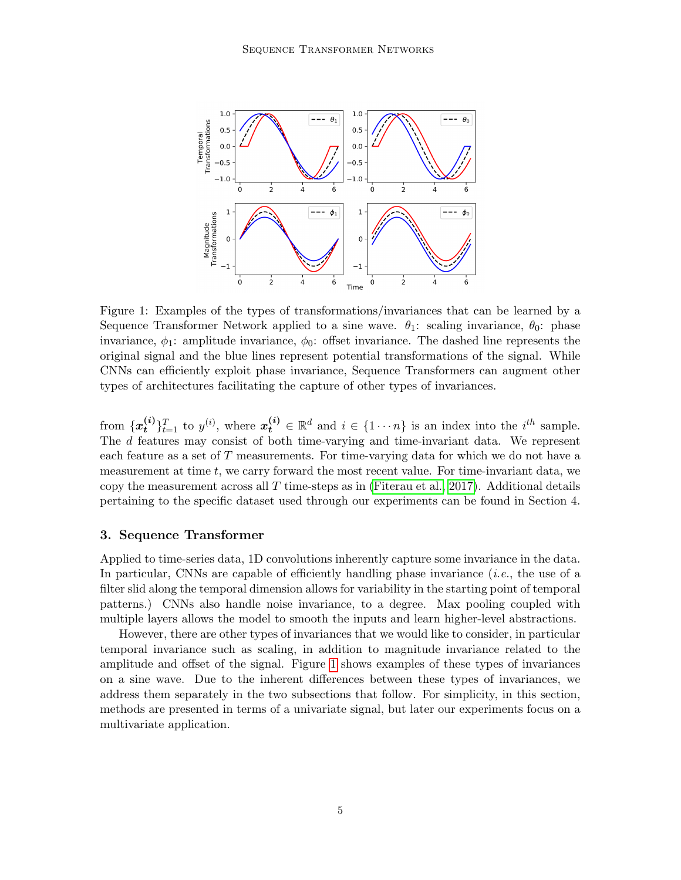Figure 1: Examples of the types of transformations/invariances that can be learned by a Sequence Transformer Network applied to a sine wave. $\theta_1$: scaling invariance, $\theta_0$: phase invariance, $\phi_1$: amplitude invariance, $\phi_0$: offset invariance. The dashed line represents the original signal and the blue lines represent potential transformations of the signal. While CNNs can efficiently exploit phase invariance, Sequence Transformers can augment other types of architectures facilitating the capture of other types of invariances.

from $\{\boldsymbol{x}_t^{(i)}\}_{t=1}^T$ to $y^{(i)}$, where $\boldsymbol{x}_t^{(i)} \in \mathbb{R}^d$ and $i \in \{1 \cdots n\}$ is an index into the $i^{th}$ sample. The $d$ features may consist of both time-varying and time-invariant data. We represent each feature as a set of $T$ measurements. For time-varying data for which we do not have a measurement at time $t$, we carry forward the most recent value. For time-invariant data, we copy the measurement across all $T$ time-steps as in (Fiterau et al., 2017). Additional details pertaining to the specific dataset used through our experiments can be found in Section 4.

## 3. Sequence Transformer

Applied to time-series data, 1D convolutions inherently capture some invariance in the data. In particular, CNNs are capable of efficiently handling phase invariance (*i.e.*, the use of a filter slid along the temporal dimension allows for variability in the starting point of temporal patterns.) CNNs also handle noise invariance, to a degree. Max pooling coupled with multiple layers allows the model to smooth the inputs and learn higher-level abstractions.

However, there are other types of invariances that we would like to consider, in particular temporal invariance such as scaling, in addition to magnitude invariance related to the amplitude and offset of the signal. Figure 1 shows examples of these types of invariances on a sine wave. Due to the inherent differences between these types of invariances, we address them separately in the two subsections that follow. For simplicity, in this section, methods are presented in terms of a univariate signal, but later our experiments focus on a multivariate application.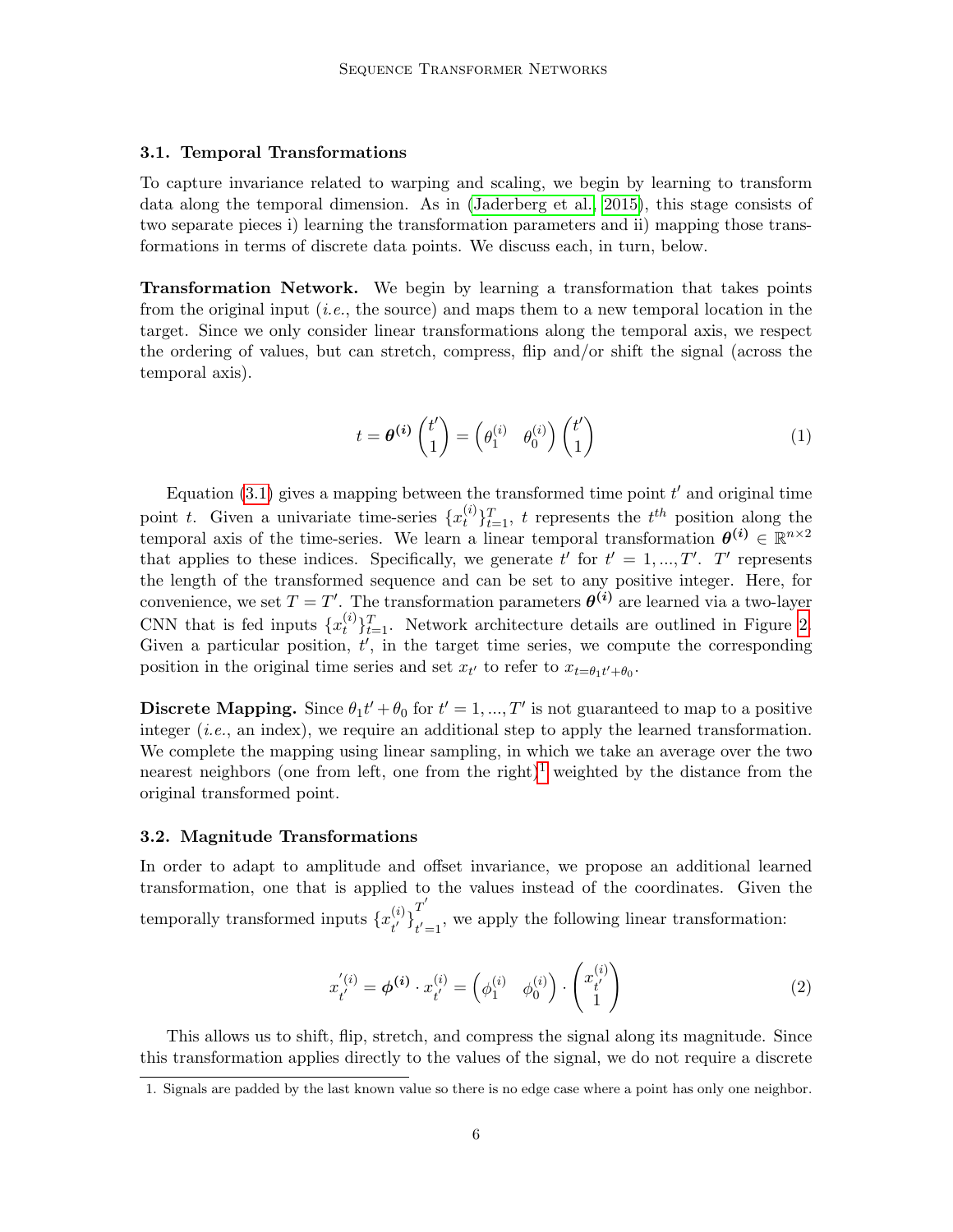### 3.1. Temporal Transformations

To capture invariance related to warping and scaling, we begin by learning to transform data along the temporal dimension. As in (Jaderberg et al., 2015), this stage consists of two separate pieces i) learning the transformation parameters and ii) mapping those transformations in terms of discrete data points. We discuss each, in turn, below.

**Transformation Network.** We begin by learning a transformation that takes points from the original input (*i.e.*, the source) and maps them to a new temporal location in the target. Since we only consider linear transformations along the temporal axis, we respect the ordering of values, but can stretch, compress, flip and/or shift the signal (across the temporal axis).

$$t = \boldsymbol{\theta^{(i)}} \begin{pmatrix} t' \\ 1 \end{pmatrix} = \begin{pmatrix} \theta_1^{(i)} & \theta_0^{(i)} \end{pmatrix} \begin{pmatrix} t' \\ 1 \end{pmatrix} \tag{1}$$

Equation (3.1) gives a mapping between the transformed time point $t'$ and original time point $t$. Given a univariate time-series $\{x_t^{(i)}\}_{t=1}^T$, $t$ represents the $t^{th}$ position along the temporal axis of the time-series. We learn a linear temporal transformation $\boldsymbol{\theta^{(i)}} \in \mathbb{R}^{n \times 2}$ that applies to these indices. Specifically, we generate $t'$ for $t' = 1, ..., T'$. $T'$ represents the length of the transformed sequence and can be set to any positive integer. Here, for convenience, we set $T = T'$. The transformation parameters $\boldsymbol{\theta^{(i)}}$ are learned via a two-layer CNN that is fed inputs $\{x_t^{(i)}\}_{t=1}^T$. Network architecture details are outlined in Figure 2. Given a particular position, $t'$, in the target time series, we compute the corresponding position in the original time series and set $x_{t'}$ to refer to $x_{t=\theta_1 t' + \theta_0}$.

**Discrete Mapping.** Since $\theta_1 t' + \theta_0$ for $t' = 1, ..., T'$ is not guaranteed to map to a positive integer (*i.e.*, an index), we require an additional step to apply the learned transformation. We complete the mapping using linear sampling, in which we take an average over the two nearest neighbors (one from left, one from the right)[1] weighted by the distance from the original transformed point.

### 3.2. Magnitude Transformations

In order to adapt to amplitude and offset invariance, we propose an additional learned transformation, one that is applied to the values instead of the coordinates. Given the temporally transformed inputs $\{x_{t'}^{(i)}\}_{t'=1}^{T'}$, we apply the following linear transformation:

$$x_{t'}^{'(i)} = \boldsymbol{\phi^{(i)}} \cdot x_{t'}^{(i)} = \begin{pmatrix} \phi_1^{(i)} & \phi_0^{(i)} \end{pmatrix} \cdot \begin{pmatrix} x_{t'}^{(i)} \\ 1 \end{pmatrix} \tag{2}$$

This allows us to shift, flip, stretch, and compress the signal along its magnitude. Since this transformation applies directly to the values of the signal, we do not require a discrete

1. Signals are padded by the last known value so there is no edge case where a point has only one neighbor.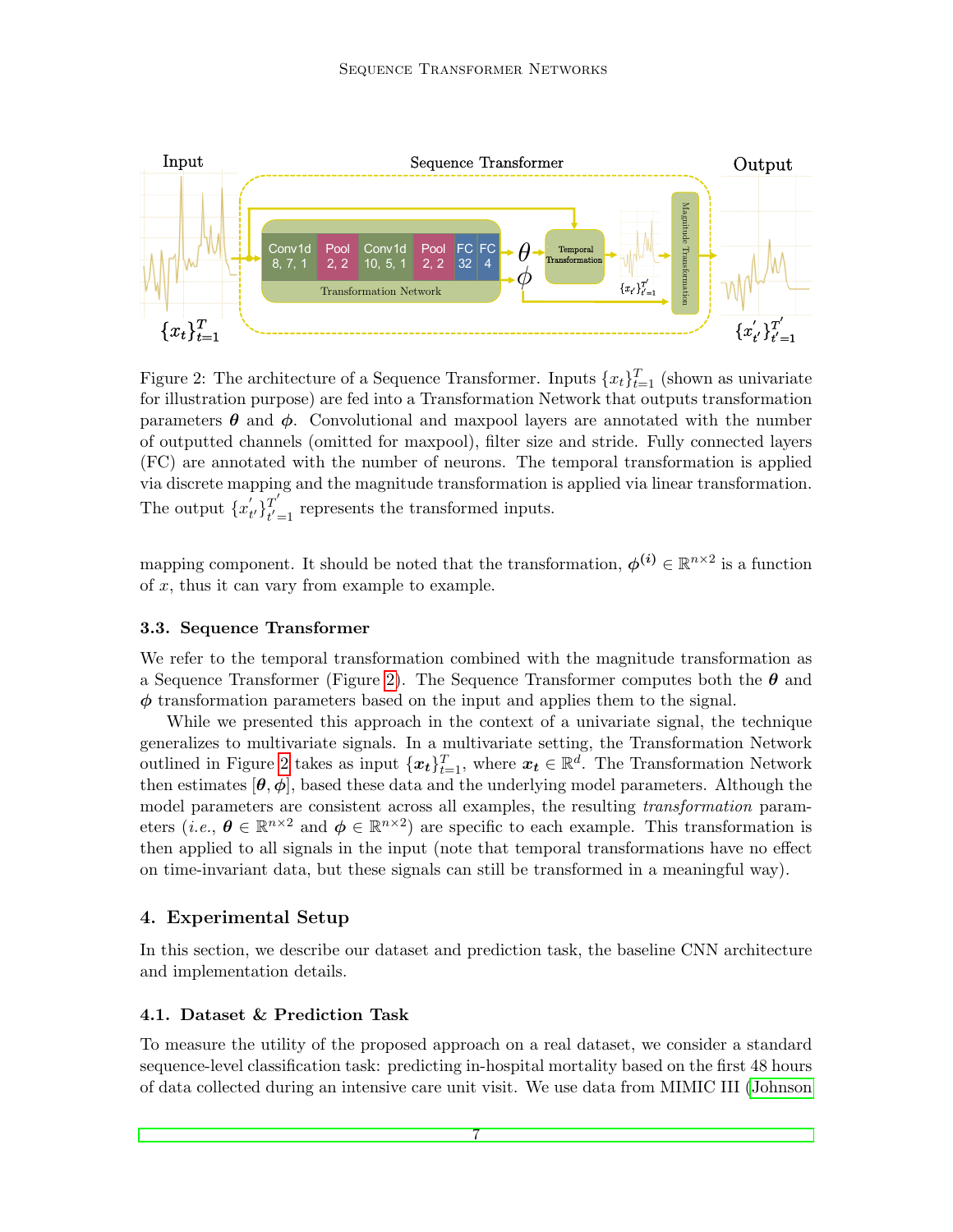Figure 2: The architecture of a Sequence Transformer. Inputs $\{x_t\}_{t=1}^{T}$ (shown as univariate for illustration purpose) are fed into a Transformation Network that outputs transformation parameters $\boldsymbol{\theta}$ and $\boldsymbol{\phi}$. Convolutional and maxpool layers are annotated with the number of outputted channels (omitted for maxpool), filter size and stride. Fully connected layers (FC) are annotated with the number of neurons. The temporal transformation is applied via discrete mapping and the magnitude transformation is applied via linear transformation. The output $\{x'_{t'}\}_{t'=1}^{T'}$ represents the transformed inputs.

mapping component. It should be noted that the transformation, $\boldsymbol{\phi^{(i)}} \in \mathbb{R}^{n \times 2}$ is a function of $x$, thus it can vary from example to example.

### 3.3. Sequence Transformer

We refer to the temporal transformation combined with the magnitude transformation as a Sequence Transformer (Figure 2). The Sequence Transformer computes both the $\boldsymbol{\theta}$ and $\boldsymbol{\phi}$ transformation parameters based on the input and applies them to the signal.

While we presented this approach in the context of a univariate signal, the technique generalizes to multivariate signals. In a multivariate setting, the Transformation Network outlined in Figure 2 takes as input $\{\boldsymbol{x_t}\}_{t=1}^{T}$, where $\boldsymbol{x_t} \in \mathbb{R}^d$. The Transformation Network then estimates $[\boldsymbol{\theta}, \boldsymbol{\phi}]$, based these data and the underlying model parameters. Although the model parameters are consistent across all examples, the resulting *transformation* parameters (*i.e.*, $\boldsymbol{\theta} \in \mathbb{R}^{n \times 2}$ and $\boldsymbol{\phi} \in \mathbb{R}^{n \times 2}$) are specific to each example. This transformation is then applied to all signals in the input (note that temporal transformations have no effect on time-invariant data, but these signals can still be transformed in a meaningful way).

## 4. Experimental Setup

In this section, we describe our dataset and prediction task, the baseline CNN architecture and implementation details.

### 4.1. Dataset & Prediction Task

To measure the utility of the proposed approach on a real dataset, we consider a standard sequence-level classification task: predicting in-hospital mortality based on the first 48 hours of data collected during an intensive care unit visit. We use data from MIMIC III (Johnson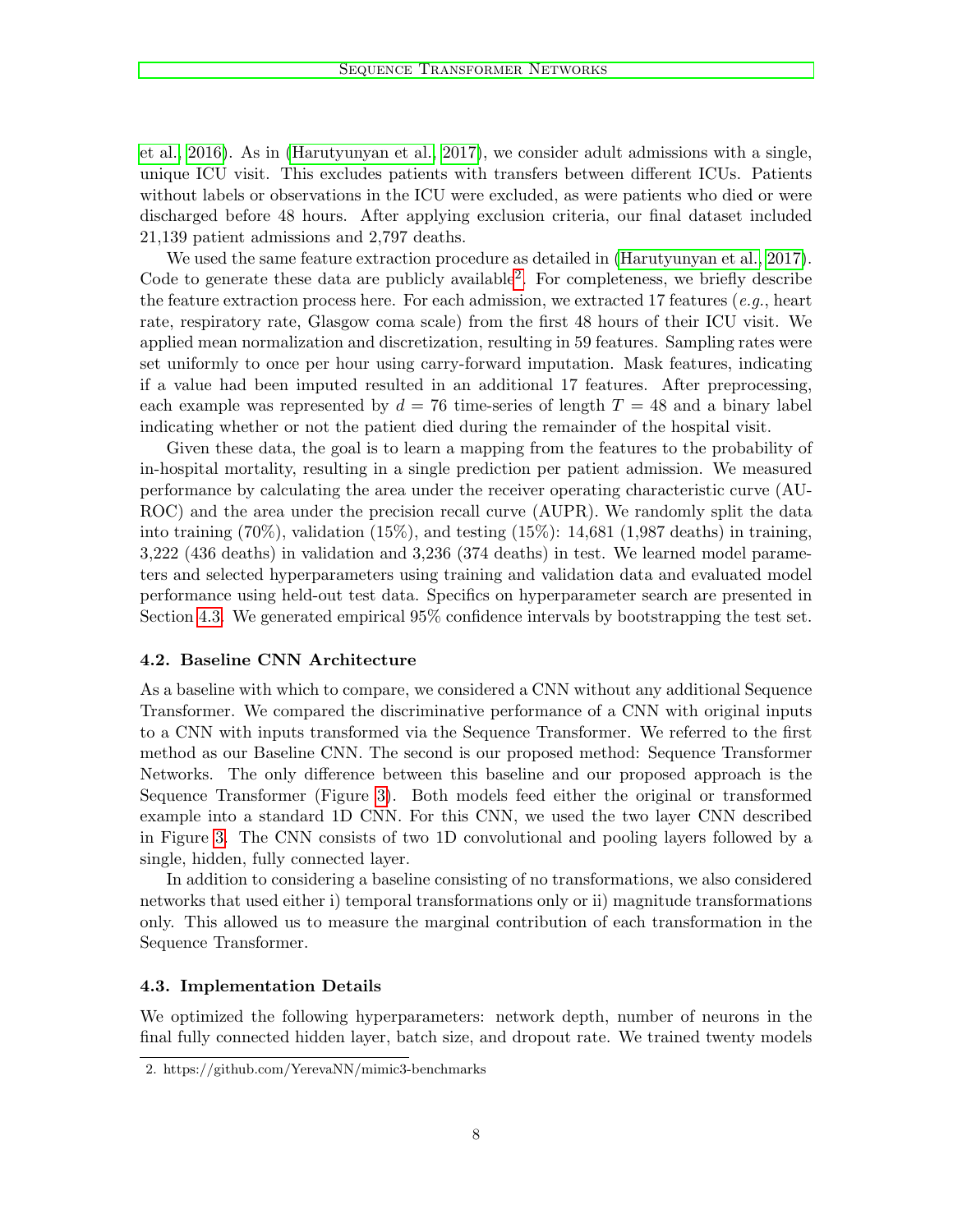et al., 2016). As in (Harutyunyan et al., 2017), we consider adult admissions with a single, unique ICU visit. This excludes patients with transfers between different ICUs. Patients without labels or observations in the ICU were excluded, as were patients who died or were discharged before 48 hours. After applying exclusion criteria, our final dataset included 21,139 patient admissions and 2,797 deaths.

We used the same feature extraction procedure as detailed in (Harutyunyan et al., 2017). Code to generate these data are publicly available[2]. For completeness, we briefly describe the feature extraction process here. For each admission, we extracted 17 features (*e.g.*, heart rate, respiratory rate, Glasgow coma scale) from the first 48 hours of their ICU visit. We applied mean normalization and discretization, resulting in 59 features. Sampling rates were set uniformly to once per hour using carry-forward imputation. Mask features, indicating if a value had been imputed resulted in an additional 17 features. After preprocessing, each example was represented by $d = 76$ time-series of length $T = 48$ and a binary label indicating whether or not the patient died during the remainder of the hospital visit.

Given these data, the goal is to learn a mapping from the features to the probability of in-hospital mortality, resulting in a single prediction per patient admission. We measured performance by calculating the area under the receiver operating characteristic curve (AUROC) and the area under the precision recall curve (AUPR). We randomly split the data into training (70%), validation (15%), and testing (15%): 14,681 (1,987 deaths) in training, 3,222 (436 deaths) in validation and 3,236 (374 deaths) in test. We learned model parameters and selected hyperparameters using training and validation data and evaluated model performance using held-out test data. Specifics on hyperparameter search are presented in Section 4.3. We generated empirical 95% confidence intervals by bootstrapping the test set.

### 4.2. Baseline CNN Architecture

As a baseline with which to compare, we considered a CNN without any additional Sequence Transformer. We compared the discriminative performance of a CNN with original inputs to a CNN with inputs transformed via the Sequence Transformer. We referred to the first method as our Baseline CNN. The second is our proposed method: Sequence Transformer Networks. The only difference between this baseline and our proposed approach is the Sequence Transformer (Figure 3). Both models feed either the original or transformed example into a standard 1D CNN. For this CNN, we used the two layer CNN described in Figure 3. The CNN consists of two 1D convolutional and pooling layers followed by a single, hidden, fully connected layer.

In addition to considering a baseline consisting of no transformations, we also considered networks that used either i) temporal transformations only or ii) magnitude transformations only. This allowed us to measure the marginal contribution of each transformation in the Sequence Transformer.

### 4.3. Implementation Details

We optimized the following hyperparameters: network depth, number of neurons in the final fully connected hidden layer, batch size, and dropout rate. We trained twenty models

2. https://github.com/YerevaNN/mimic3-benchmarks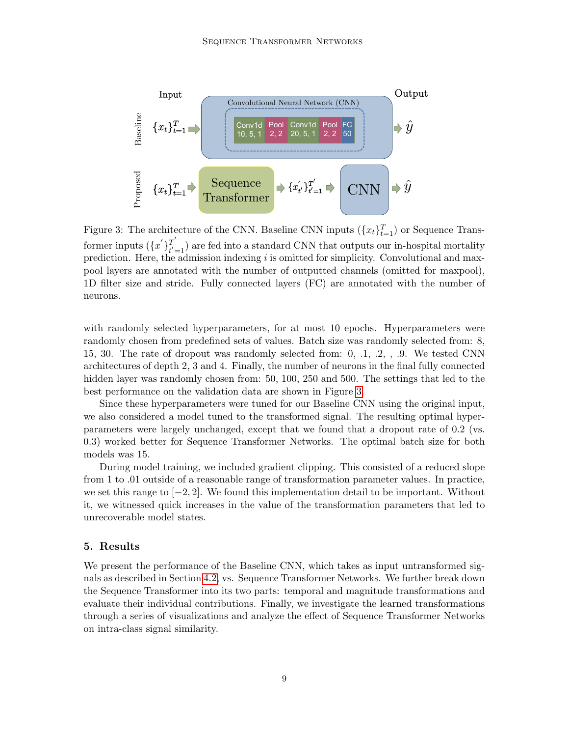Figure 3: The architecture of the CNN. Baseline CNN inputs ($\{x_t\}_{t=1}^{T}$) or Sequence Transformer inputs ($\{x'\}_{t'=1}^{T'}$) are fed into a standard CNN that outputs our in-hospital mortality prediction. Here, the admission indexing $i$ is omitted for simplicity. Convolutional and maxpool layers are annotated with the number of outputted channels (omitted for maxpool), 1D filter size and stride. Fully connected layers (FC) are annotated with the number of neurons.

with randomly selected hyperparameters, for at most 10 epochs. Hyperparameters were randomly chosen from predefined sets of values. Batch size was randomly selected from: 8, 15, 30. The rate of dropout was randomly selected from: 0, .1, .2, , .9. We tested CNN architectures of depth 2, 3 and 4. Finally, the number of neurons in the final fully connected hidden layer was randomly chosen from: 50, 100, 250 and 500. The settings that led to the best performance on the validation data are shown in Figure 3.

Since these hyperparameters were tuned for our Baseline CNN using the original input, we also considered a model tuned to the transformed signal. The resulting optimal hyperparameters were largely unchanged, except that we found that a dropout rate of 0.2 (vs. 0.3) worked better for Sequence Transformer Networks. The optimal batch size for both models was 15.

During model training, we included gradient clipping. This consisted of a reduced slope from 1 to .01 outside of a reasonable range of transformation parameter values. In practice, we set this range to $[-2, 2]$. We found this implementation detail to be important. Without it, we witnessed quick increases in the value of the transformation parameters that led to unrecoverable model states.

## 5. Results

We present the performance of the Baseline CNN, which takes as input untransformed signals as described in Section 4.2, vs. Sequence Transformer Networks. We further break down the Sequence Transformer into its two parts: temporal and magnitude transformations and evaluate their individual contributions. Finally, we investigate the learned transformations through a series of visualizations and analyze the effect of Sequence Transformer Networks on intra-class signal similarity.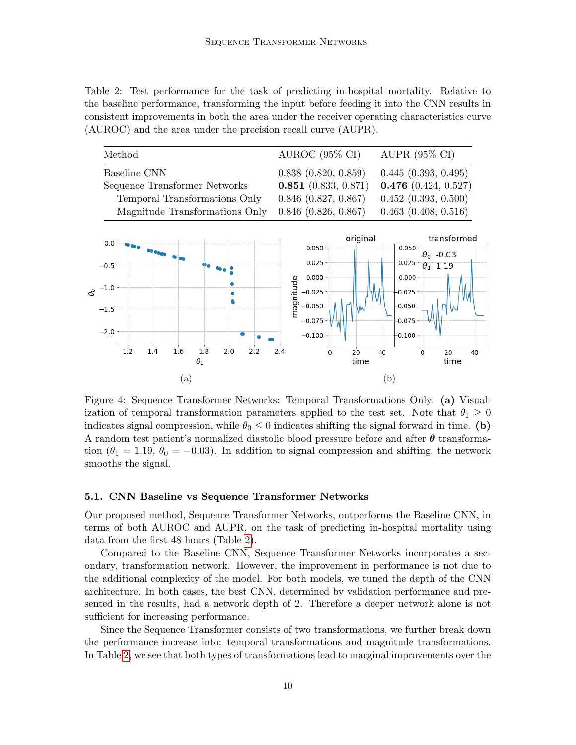Table 2: Test performance for the task of predicting in-hospital mortality. Relative to the baseline performance, transforming the input before feeding it into the CNN results in consistent improvements in both the area under the receiver operating characteristics curve (AUROC) and the area under the precision recall curve (AUPR).

| Method | AUROC (95% CI) | AUPR (95% CI) |
|---|---|---|
| Baseline CNN | 0.838 (0.820, 0.859) | 0.445 (0.393, 0.495) |
| Sequence Transformer Networks | **0.851** (0.833, 0.871) | **0.476** (0.424, 0.527) |
| Temporal Transformations Only | 0.846 (0.827, 0.867) | 0.452 (0.393, 0.500) |
| Magnitude Transformations Only | 0.846 (0.826, 0.867) | 0.463 (0.408, 0.516) |

Figure 4: Sequence Transformer Networks: Temporal Transformations Only. **(a)** Visualization of temporal transformation parameters applied to the test set. Note that $\theta_1 \geq 0$ indicates signal compression, while $\theta_0 \leq 0$ indicates shifting the signal forward in time. **(b)** A random test patient's normalized diastolic blood pressure before and after $\boldsymbol{\theta}$ transformation ($\theta_1 = 1.19$, $\theta_0 = -0.03$). In addition to signal compression and shifting, the network smooths the signal.

### 5.1. CNN Baseline vs Sequence Transformer Networks

Our proposed method, Sequence Transformer Networks, outperforms the Baseline CNN, in terms of both AUROC and AUPR, on the task of predicting in-hospital mortality using data from the first 48 hours (Table 2).

Compared to the Baseline CNN, Sequence Transformer Networks incorporates a secondary, transformation network. However, the improvement in performance is not due to the additional complexity of the model. For both models, we tuned the depth of the CNN architecture. In both cases, the best CNN, determined by validation performance and presented in the results, had a network depth of 2. Therefore a deeper network alone is not sufficient for increasing performance.

Since the Sequence Transformer consists of two transformations, we further break down the performance increase into: temporal transformations and magnitude transformations. In Table 2, we see that both types of transformations lead to marginal improvements over the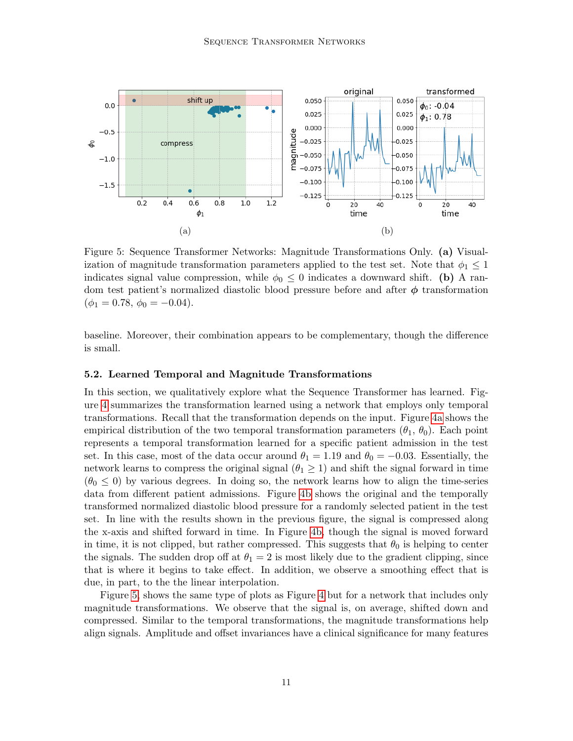Figure 5: Sequence Transformer Networks: Magnitude Transformations Only. **(a)** Visualization of magnitude transformation parameters applied to the test set. Note that $\phi_1 \leq 1$ indicates signal value compression, while $\phi_0 \leq 0$ indicates a downward shift. **(b)** A random test patient's normalized diastolic blood pressure before and after $\boldsymbol{\phi}$ transformation ($\phi_1 = 0.78$, $\phi_0 = -0.04$).

baseline. Moreover, their combination appears to be complementary, though the difference is small.

### 5.2. Learned Temporal and Magnitude Transformations

In this section, we qualitatively explore what the Sequence Transformer has learned. Figure 4 summarizes the transformation learned using a network that employs only temporal transformations. Recall that the transformation depends on the input. Figure 4a shows the empirical distribution of the two temporal transformation parameters ($\theta_1$, $\theta_0$). Each point represents a temporal transformation learned for a specific patient admission in the test set. In this case, most of the data occur around $\theta_1 = 1.19$ and $\theta_0 = -0.03$. Essentially, the network learns to compress the original signal ($\theta_1 \geq 1$) and shift the signal forward in time ($\theta_0 \leq 0$) by various degrees. In doing so, the network learns how to align the time-series data from different patient admissions. Figure 4b shows the original and the temporally transformed normalized diastolic blood pressure for a randomly selected patient in the test set. In line with the results shown in the previous figure, the signal is compressed along the x-axis and shifted forward in time. In Figure 4b, though the signal is moved forward in time, it is not clipped, but rather compressed. This suggests that $\theta_0$ is helping to center the signals. The sudden drop off at $\theta_1 = 2$ is most likely due to the gradient clipping, since that is where it begins to take effect. In addition, we observe a smoothing effect that is due, in part, to the the linear interpolation.

Figure 5, shows the same type of plots as Figure 4 but for a network that includes only magnitude transformations. We observe that the signal is, on average, shifted down and compressed. Similar to the temporal transformations, the magnitude transformations help align signals. Amplitude and offset invariances have a clinical significance for many features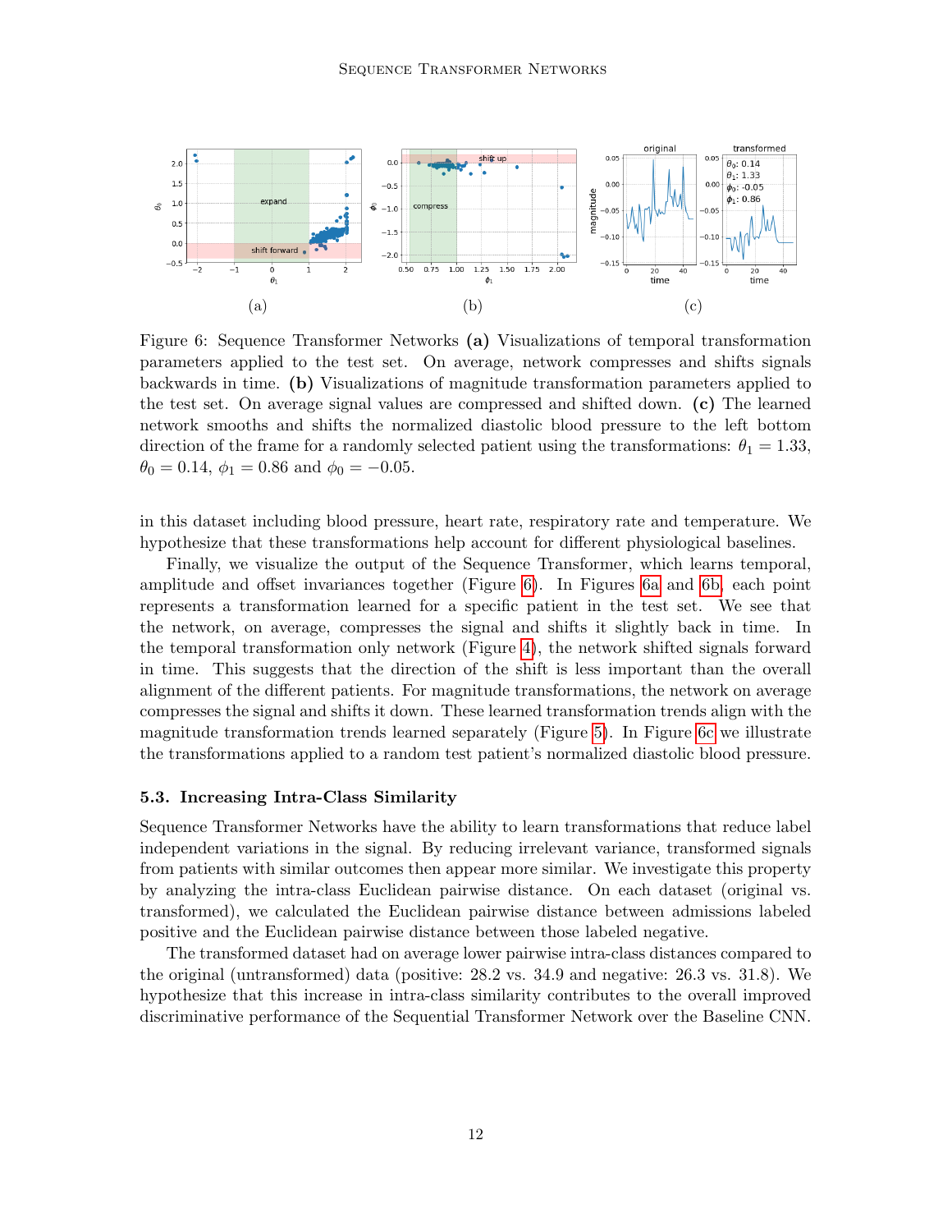(a) (b) (c)

Figure 6: Sequence Transformer Networks **(a)** Visualizations of temporal transformation parameters applied to the test set. On average, network compresses and shifts signals backwards in time. **(b)** Visualizations of magnitude transformation parameters applied to the test set. On average signal values are compressed and shifted down. **(c)** The learned network smooths and shifts the normalized diastolic blood pressure to the left bottom direction of the frame for a randomly selected patient using the transformations: $\theta_1 = 1.33$, $\theta_0 = 0.14$, $\phi_1 = 0.86$ and $\phi_0 = -0.05$.

in this dataset including blood pressure, heart rate, respiratory rate and temperature. We hypothesize that these transformations help account for different physiological baselines.

Finally, we visualize the output of the Sequence Transformer, which learns temporal, amplitude and offset invariances together (Figure 6). In Figures 6a and 6b, each point represents a transformation learned for a specific patient in the test set. We see that the network, on average, compresses the signal and shifts it slightly back in time. In the temporal transformation only network (Figure 4), the network shifted signals forward in time. This suggests that the direction of the shift is less important than the overall alignment of the different patients. For magnitude transformations, the network on average compresses the signal and shifts it down. These learned transformation trends align with the magnitude transformation trends learned separately (Figure 5). In Figure 6c we illustrate the transformations applied to a random test patient's normalized diastolic blood pressure.

### 5.3. Increasing Intra-Class Similarity

Sequence Transformer Networks have the ability to learn transformations that reduce label independent variations in the signal. By reducing irrelevant variance, transformed signals from patients with similar outcomes then appear more similar. We investigate this property by analyzing the intra-class Euclidean pairwise distance. On each dataset (original vs. transformed), we calculated the Euclidean pairwise distance between admissions labeled positive and the Euclidean pairwise distance between those labeled negative.

The transformed dataset had on average lower pairwise intra-class distances compared to the original (untransformed) data (positive: 28.2 vs. 34.9 and negative: 26.3 vs. 31.8). We hypothesize that this increase in intra-class similarity contributes to the overall improved discriminative performance of the Sequential Transformer Network over the Baseline CNN.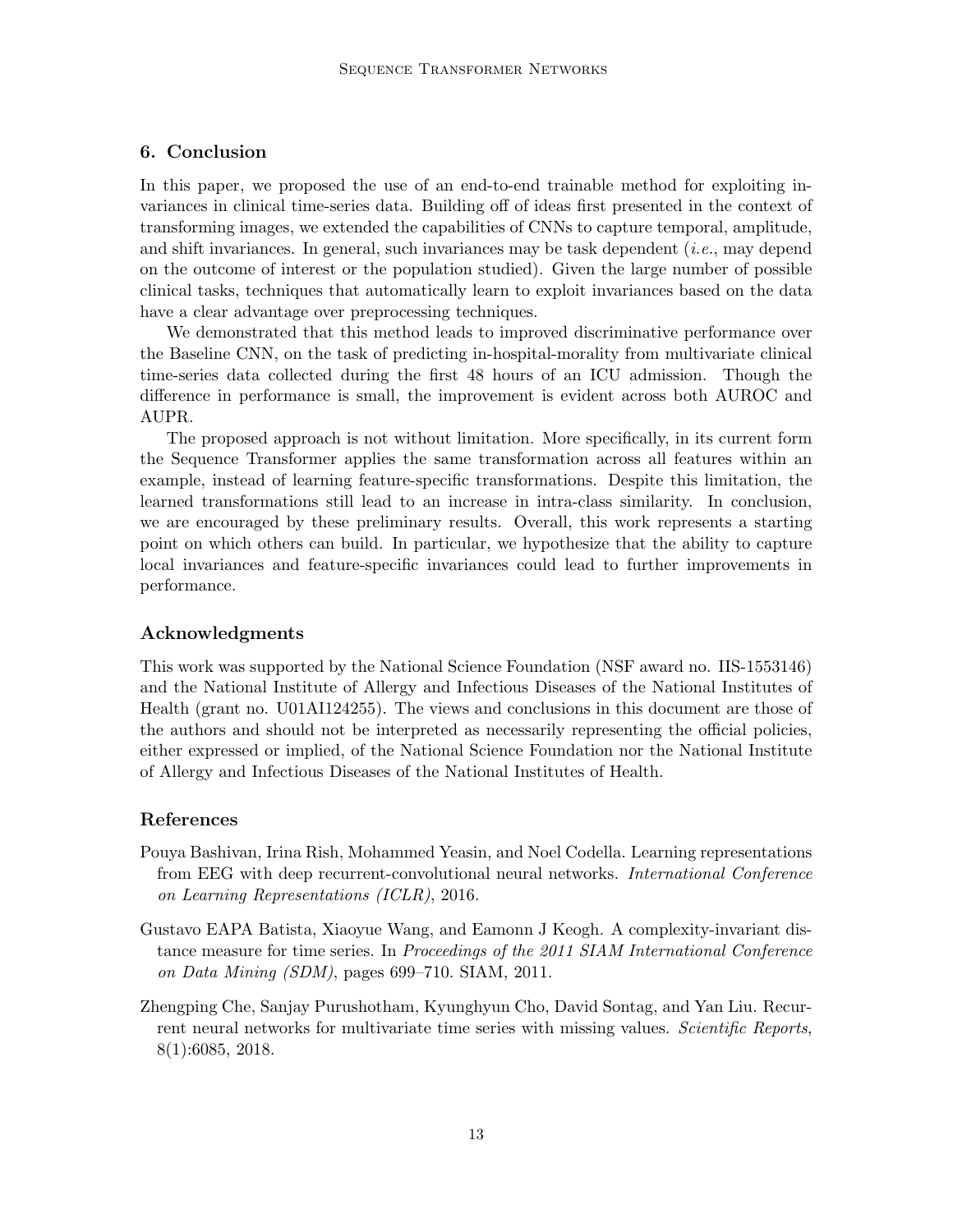## 6. Conclusion

In this paper, we proposed the use of an end-to-end trainable method for exploiting invariances in clinical time-series data. Building off of ideas first presented in the context of transforming images, we extended the capabilities of CNNs to capture temporal, amplitude, and shift invariances. In general, such invariances may be task dependent (*i.e.*, may depend on the outcome of interest or the population studied). Given the large number of possible clinical tasks, techniques that automatically learn to exploit invariances based on the data have a clear advantage over preprocessing techniques.

We demonstrated that this method leads to improved discriminative performance over the Baseline CNN, on the task of predicting in-hospital-morality from multivariate clinical time-series data collected during the first 48 hours of an ICU admission. Though the difference in performance is small, the improvement is evident across both AUROC and AUPR.

The proposed approach is not without limitation. More specifically, in its current form the Sequence Transformer applies the same transformation across all features within an example, instead of learning feature-specific transformations. Despite this limitation, the learned transformations still lead to an increase in intra-class similarity. In conclusion, we are encouraged by these preliminary results. Overall, this work represents a starting point on which others can build. In particular, we hypothesize that the ability to capture local invariances and feature-specific invariances could lead to further improvements in performance.

## Acknowledgments

This work was supported by the National Science Foundation (NSF award no. IIS-1553146) and the National Institute of Allergy and Infectious Diseases of the National Institutes of Health (grant no. U01AI124255). The views and conclusions in this document are those of the authors and should not be interpreted as necessarily representing the official policies, either expressed or implied, of the National Science Foundation nor the National Institute of Allergy and Infectious Diseases of the National Institutes of Health.

## References

Pouya Bashivan, Irina Rish, Mohammed Yeasin, and Noel Codella. Learning representations from EEG with deep recurrent-convolutional neural networks. *International Conference on Learning Representations (ICLR)*, 2016.

Gustavo EAPA Batista, Xiaoyue Wang, and Eamonn J Keogh. A complexity-invariant distance measure for time series. In *Proceedings of the 2011 SIAM International Conference on Data Mining (SDM)*, pages 699–710. SIAM, 2011.

Zhengping Che, Sanjay Purushotham, Kyunghyun Cho, David Sontag, and Yan Liu. Recurrent neural networks for multivariate time series with missing values. *Scientific Reports*, 8(1):6085, 2018.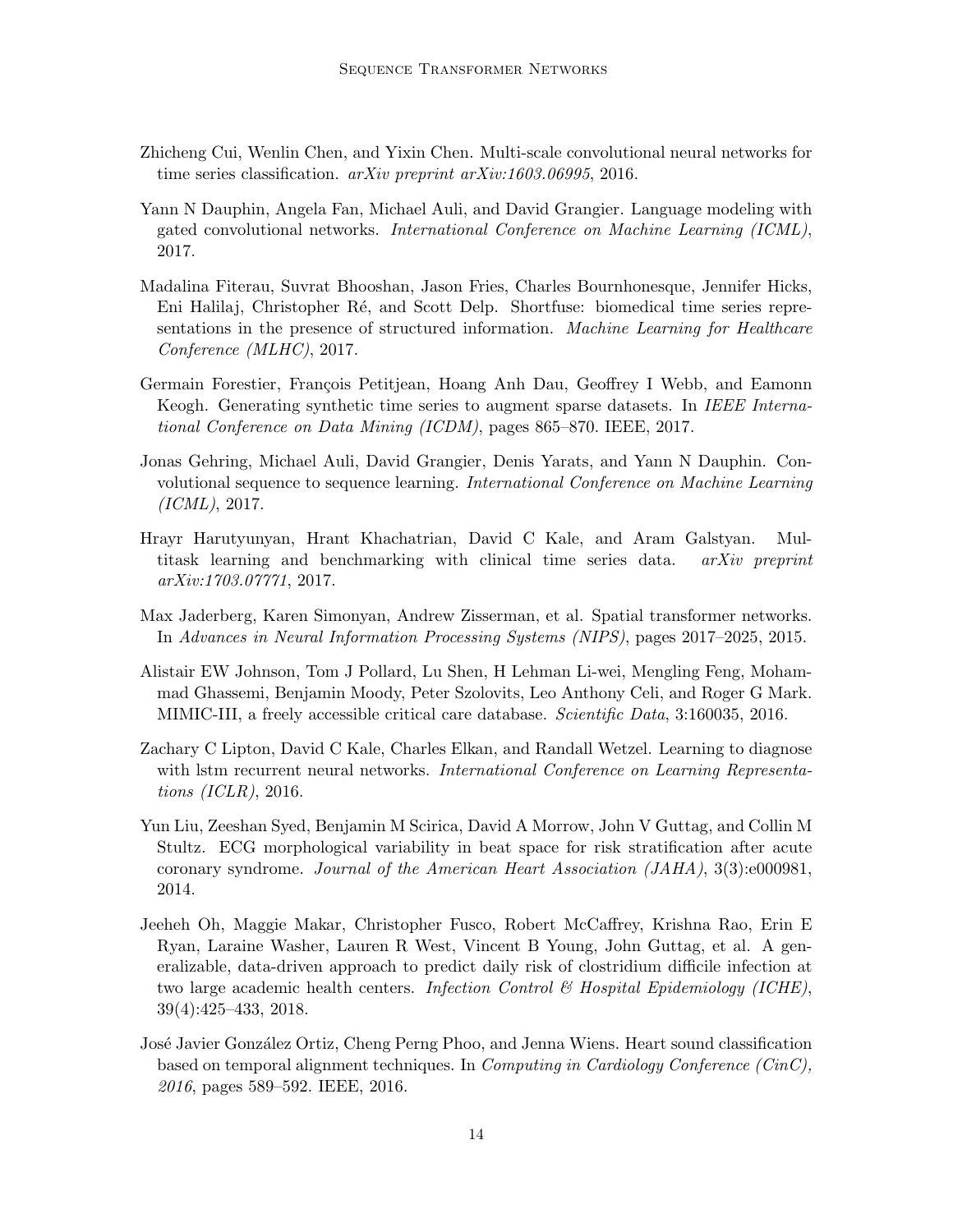Zhicheng Cui, Wenlin Chen, and Yixin Chen. Multi-scale convolutional neural networks for time series classification. *arXiv preprint arXiv:1603.06995*, 2016.

Yann N Dauphin, Angela Fan, Michael Auli, and David Grangier. Language modeling with gated convolutional networks. *International Conference on Machine Learning (ICML)*, 2017.

Madalina Fiterau, Suvrat Bhooshan, Jason Fries, Charles Bournhonesque, Jennifer Hicks, Eni Halilaj, Christopher Ré, and Scott Delp. Shortfuse: biomedical time series representations in the presence of structured information. *Machine Learning for Healthcare Conference (MLHC)*, 2017.

Germain Forestier, François Petitjean, Hoang Anh Dau, Geoffrey I Webb, and Eamonn Keogh. Generating synthetic time series to augment sparse datasets. In *IEEE International Conference on Data Mining (ICDM)*, pages 865–870. IEEE, 2017.

Jonas Gehring, Michael Auli, David Grangier, Denis Yarats, and Yann N Dauphin. Convolutional sequence to sequence learning. *International Conference on Machine Learning (ICML)*, 2017.

Hrayr Harutyunyan, Hrant Khachatrian, David C Kale, and Aram Galstyan. Multitask learning and benchmarking with clinical time series data. *arXiv preprint arXiv:1703.07771*, 2017.

Max Jaderberg, Karen Simonyan, Andrew Zisserman, et al. Spatial transformer networks. In *Advances in Neural Information Processing Systems (NIPS)*, pages 2017–2025, 2015.

Alistair EW Johnson, Tom J Pollard, Lu Shen, H Lehman Li-wei, Mengling Feng, Mohammad Ghassemi, Benjamin Moody, Peter Szolovits, Leo Anthony Celi, and Roger G Mark. MIMIC-III, a freely accessible critical care database. *Scientific Data*, 3:160035, 2016.

Zachary C Lipton, David C Kale, Charles Elkan, and Randall Wetzel. Learning to diagnose with lstm recurrent neural networks. *International Conference on Learning Representations (ICLR)*, 2016.

Yun Liu, Zeeshan Syed, Benjamin M Scirica, David A Morrow, John V Guttag, and Collin M Stultz. ECG morphological variability in beat space for risk stratification after acute coronary syndrome. *Journal of the American Heart Association (JAHA)*, 3(3):e000981, 2014.

Jeeheh Oh, Maggie Makar, Christopher Fusco, Robert McCaffrey, Krishna Rao, Erin E Ryan, Laraine Washer, Lauren R West, Vincent B Young, John Guttag, et al. A generalizable, data-driven approach to predict daily risk of clostridium difficile infection at two large academic health centers. *Infection Control & Hospital Epidemiology (ICHE)*, 39(4):425–433, 2018.

José Javier González Ortiz, Cheng Perng Phoo, and Jenna Wiens. Heart sound classification based on temporal alignment techniques. In *Computing in Cardiology Conference (CinC), 2016*, pages 589–592. IEEE, 2016.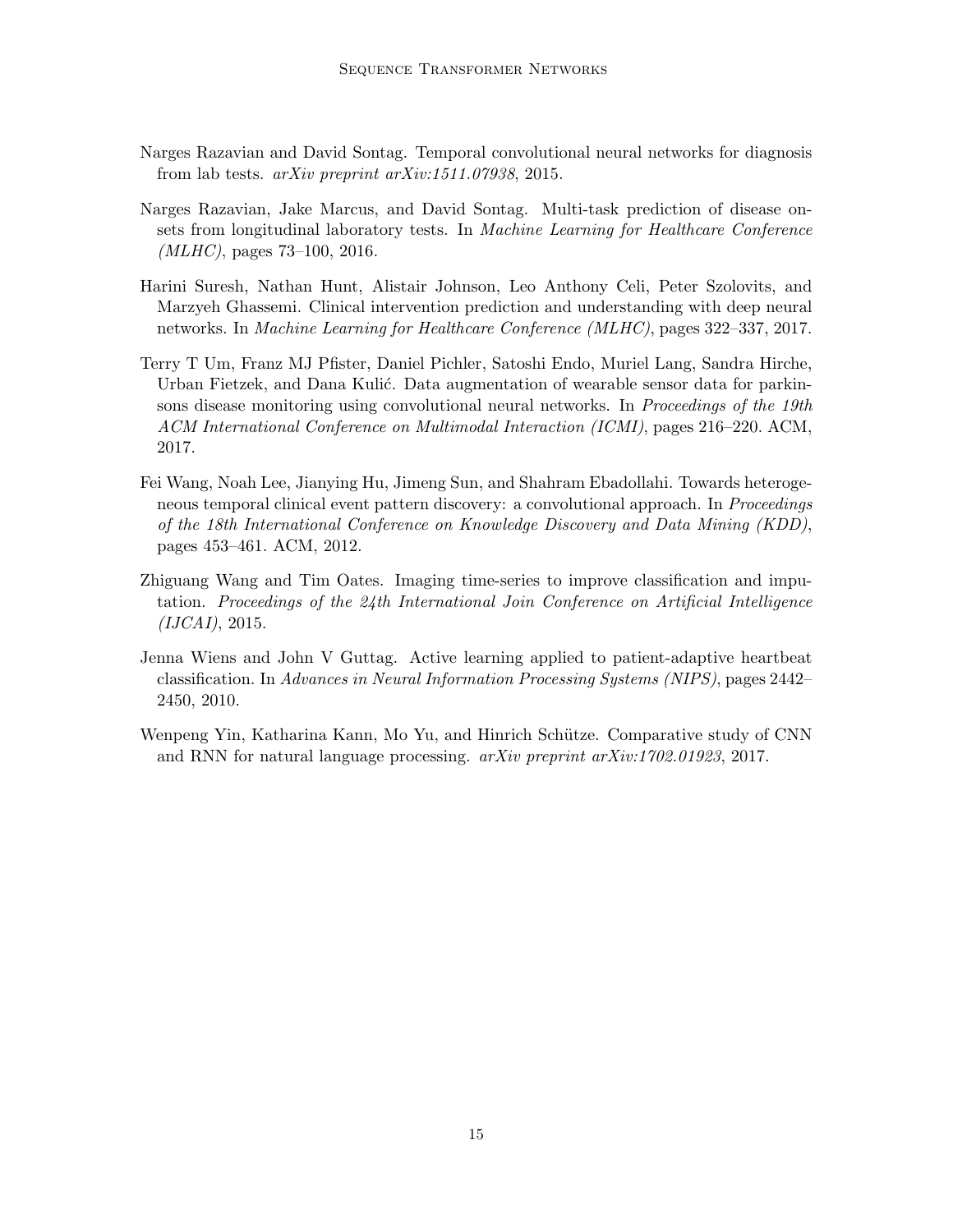Narges Razavian and David Sontag. Temporal convolutional neural networks for diagnosis from lab tests. *arXiv preprint arXiv:1511.07938*, 2015.

Narges Razavian, Jake Marcus, and David Sontag. Multi-task prediction of disease onsets from longitudinal laboratory tests. In *Machine Learning for Healthcare Conference (MLHC)*, pages 73–100, 2016.

Harini Suresh, Nathan Hunt, Alistair Johnson, Leo Anthony Celi, Peter Szolovits, and Marzyeh Ghassemi. Clinical intervention prediction and understanding with deep neural networks. In *Machine Learning for Healthcare Conference (MLHC)*, pages 322–337, 2017.

Terry T Um, Franz MJ Pfister, Daniel Pichler, Satoshi Endo, Muriel Lang, Sandra Hirche, Urban Fietzek, and Dana Kulić. Data augmentation of wearable sensor data for parkinsons disease monitoring using convolutional neural networks. In *Proceedings of the 19th ACM International Conference on Multimodal Interaction (ICMI)*, pages 216–220. ACM, 2017.

Fei Wang, Noah Lee, Jianying Hu, Jimeng Sun, and Shahram Ebadollahi. Towards heterogeneous temporal clinical event pattern discovery: a convolutional approach. In *Proceedings of the 18th International Conference on Knowledge Discovery and Data Mining (KDD)*, pages 453–461. ACM, 2012.

Zhiguang Wang and Tim Oates. Imaging time-series to improve classification and imputation. *Proceedings of the 24th International Join Conference on Artificial Intelligence (IJCAI)*, 2015.

Jenna Wiens and John V Guttag. Active learning applied to patient-adaptive heartbeat classification. In *Advances in Neural Information Processing Systems (NIPS)*, pages 2442–2450, 2010.

Wenpeng Yin, Katharina Kann, Mo Yu, and Hinrich Schütze. Comparative study of CNN and RNN for natural language processing. *arXiv preprint arXiv:1702.01923*, 2017.